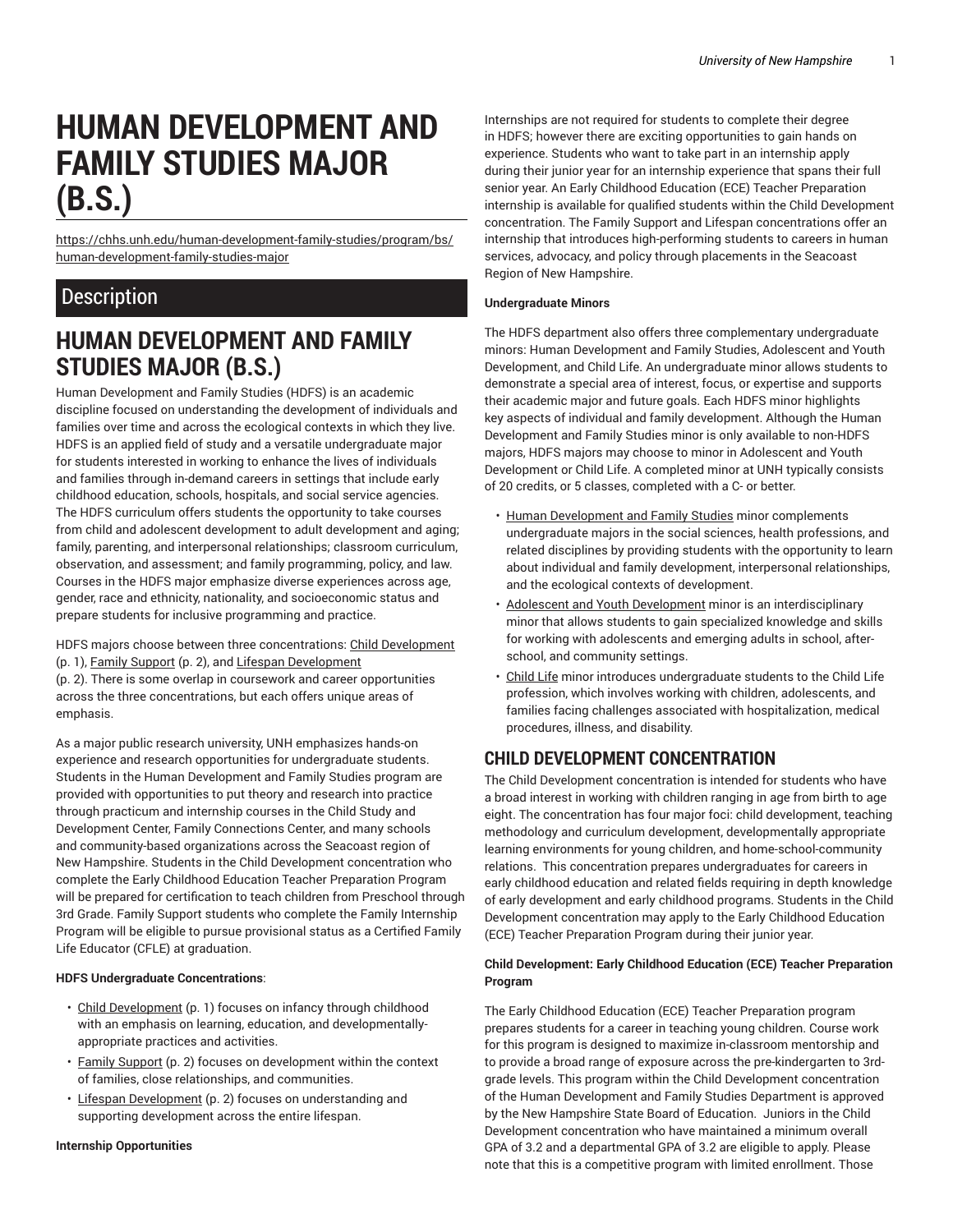# HUMAN DEVELOPMENT AND FAMILY STUDIES MAJOR (B.S.)

https://chhs.unh.edu/human-development-family-studies/program/bs/human-development-family-studies-major

## Description

## HUMAN DEVELOPMENT AND FAMILY STUDIES MAJOR (B.S.)

Human Development and Family Studies (HDFS) is an academic discipline focused on understanding the development of individuals and families over time and across the ecological contexts in which they live. HDFS is an applied field of study and a versatile undergraduate major for students interested in working to enhance the lives of individuals and families through in-demand careers in settings that include early childhood education, schools, hospitals, and social service agencies. The HDFS curriculum offers students the opportunity to take courses from child and adolescent development to adult development and aging; family, parenting, and interpersonal relationships; classroom curriculum, observation, and assessment; and family programming, policy, and law. Courses in the HDFS major emphasize diverse experiences across age, gender, race and ethnicity, nationality, and socioeconomic status and prepare students for inclusive programming and practice.

HDFS majors choose between three concentrations: Child Development (p. 1), Family Support (p. 2), and Lifespan Development (p. 2). There is some overlap in coursework and career opportunities across the three concentrations, but each offers unique areas of emphasis.

As a major public research university, UNH emphasizes hands-on experience and research opportunities for undergraduate students. Students in the Human Development and Family Studies program are provided with opportunities to put theory and research into practice through practicum and internship courses in the Child Study and Development Center, Family Connections Center, and many schools and community-based organizations across the Seacoast region of New Hampshire. Students in the Child Development concentration who complete the Early Childhood Education Teacher Preparation Program will be prepared for certification to teach children from Preschool through 3rd Grade. Family Support students who complete the Family Internship Program will be eligible to pursue provisional status as a Certified Family Life Educator (CFLE) at graduation.

**HDFS Undergraduate Concentrations**:

- Child Development (p. 1) focuses on infancy through childhood with an emphasis on learning, education, and developmentally-appropriate practices and activities.
- Family Support (p. 2) focuses on development within the context of families, close relationships, and communities.
- Lifespan Development (p. 2) focuses on understanding and supporting development across the entire lifespan.

**Internship Opportunities**

Internships are not required for students to complete their degree in HDFS; however there are exciting opportunities to gain hands on experience. Students who want to take part in an internship apply during their junior year for an internship experience that spans their full senior year. An Early Childhood Education (ECE) Teacher Preparation internship is available for qualified students within the Child Development concentration. The Family Support and Lifespan concentrations offer an internship that introduces high-performing students to careers in human services, advocacy, and policy through placements in the Seacoast Region of New Hampshire.

**Undergraduate Minors**

The HDFS department also offers three complementary undergraduate minors: Human Development and Family Studies, Adolescent and Youth Development, and Child Life. An undergraduate minor allows students to demonstrate a special area of interest, focus, or expertise and supports their academic major and future goals. Each HDFS minor highlights key aspects of individual and family development. Although the Human Development and Family Studies minor is only available to non-HDFS majors, HDFS majors may choose to minor in Adolescent and Youth Development or Child Life. A completed minor at UNH typically consists of 20 credits, or 5 classes, completed with a C- or better.

- Human Development and Family Studies minor complements undergraduate majors in the social sciences, health professions, and related disciplines by providing students with the opportunity to learn about individual and family development, interpersonal relationships, and the ecological contexts of development.
- Adolescent and Youth Development minor is an interdisciplinary minor that allows students to gain specialized knowledge and skills for working with adolescents and emerging adults in school, after-school, and community settings.
- Child Life minor introduces undergraduate students to the Child Life profession, which involves working with children, adolescents, and families facing challenges associated with hospitalization, medical procedures, illness, and disability.

### CHILD DEVELOPMENT CONCENTRATION

The Child Development concentration is intended for students who have a broad interest in working with children ranging in age from birth to age eight. The concentration has four major foci: child development, teaching methodology and curriculum development, developmentally appropriate learning environments for young children, and home-school-community relations. This concentration prepares undergraduates for careers in early childhood education and related fields requiring in depth knowledge of early development and early childhood programs. Students in the Child Development concentration may apply to the Early Childhood Education (ECE) Teacher Preparation Program during their junior year.

**Child Development: Early Childhood Education (ECE) Teacher Preparation Program**

The Early Childhood Education (ECE) Teacher Preparation program prepares students for a career in teaching young children. Course work for this program is designed to maximize in-classroom mentorship and to provide a broad range of exposure across the pre-kindergarten to 3rd-grade levels. This program within the Child Development concentration of the Human Development and Family Studies Department is approved by the New Hampshire State Board of Education. Juniors in the Child Development concentration who have maintained a minimum overall GPA of 3.2 and a departmental GPA of 3.2 are eligible to apply. Please note that this is a competitive program with limited enrollment. Those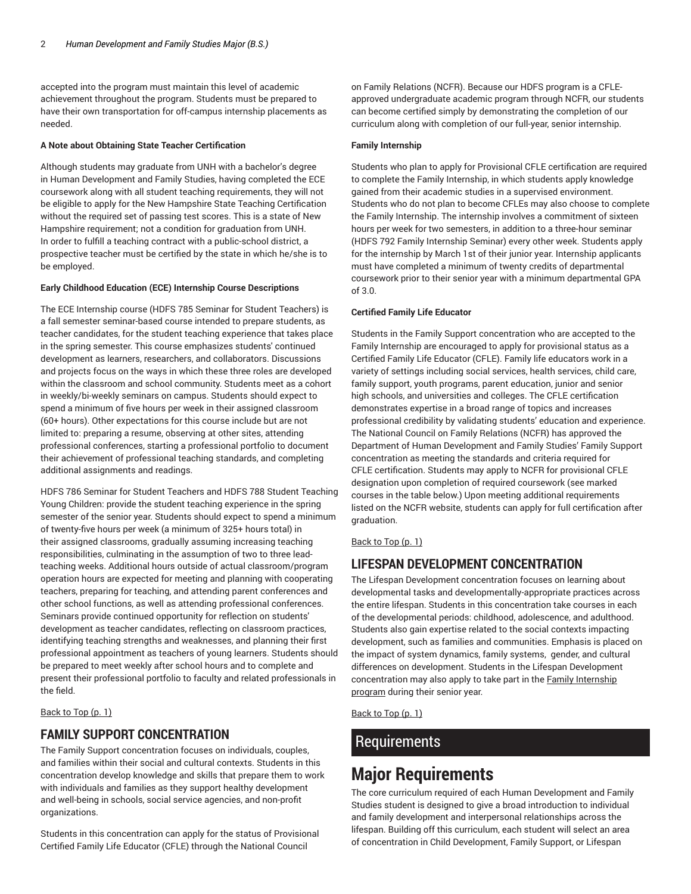accepted into the program must maintain this level of academic achievement throughout the program. Students must be prepared to have their own transportation for off-campus internship placements as needed.

**A Note about Obtaining State Teacher Certification**

Although students may graduate from UNH with a bachelor's degree in Human Development and Family Studies, having completed the ECE coursework along with all student teaching requirements, they will not be eligible to apply for the New Hampshire State Teaching Certification without the required set of passing test scores. This is a state of New Hampshire requirement; not a condition for graduation from UNH. In order to fulfill a teaching contract with a public-school district, a prospective teacher must be certified by the state in which he/she is to be employed.

**Early Childhood Education (ECE) Internship Course Descriptions**

The ECE Internship course (HDFS 785 Seminar for Student Teachers) is a fall semester seminar-based course intended to prepare students, as teacher candidates, for the student teaching experience that takes place in the spring semester. This course emphasizes students' continued development as learners, researchers, and collaborators. Discussions and projects focus on the ways in which these three roles are developed within the classroom and school community. Students meet as a cohort in weekly/bi-weekly seminars on campus. Students should expect to spend a minimum of five hours per week in their assigned classroom (60+ hours). Other expectations for this course include but are not limited to: preparing a resume, observing at other sites, attending professional conferences, starting a professional portfolio to document their achievement of professional teaching standards, and completing additional assignments and readings.

HDFS 786 Seminar for Student Teachers and HDFS 788 Student Teaching Young Children: provide the student teaching experience in the spring semester of the senior year. Students should expect to spend a minimum of twenty-five hours per week (a minimum of 325+ hours total) in their assigned classrooms, gradually assuming increasing teaching responsibilities, culminating in the assumption of two to three lead-teaching weeks. Additional hours outside of actual classroom/program operation hours are expected for meeting and planning with cooperating teachers, preparing for teaching, and attending parent conferences and other school functions, as well as attending professional conferences. Seminars provide continued opportunity for reflection on students' development as teacher candidates, reflecting on classroom practices, identifying teaching strengths and weaknesses, and planning their first professional appointment as teachers of young learners. Students should be prepared to meet weekly after school hours and to complete and present their professional portfolio to faculty and related professionals in the field.

Back to Top (p. 1)

## FAMILY SUPPORT CONCENTRATION

The Family Support concentration focuses on individuals, couples, and families within their social and cultural contexts. Students in this concentration develop knowledge and skills that prepare them to work with individuals and families as they support healthy development and well-being in schools, social service agencies, and non-profit organizations.

Students in this concentration can apply for the status of Provisional Certified Family Life Educator (CFLE) through the National Council on Family Relations (NCFR). Because our HDFS program is a CFLE-approved undergraduate academic program through NCFR, our students can become certified simply by demonstrating the completion of our curriculum along with completion of our full-year, senior internship.

**Family Internship**

Students who plan to apply for Provisional CFLE certification are required to complete the Family Internship, in which students apply knowledge gained from their academic studies in a supervised environment. Students who do not plan to become CFLEs may also choose to complete the Family Internship. The internship involves a commitment of sixteen hours per week for two semesters, in addition to a three-hour seminar (HDFS 792 Family Internship Seminar) every other week. Students apply for the internship by March 1st of their junior year. Internship applicants must have completed a minimum of twenty credits of departmental coursework prior to their senior year with a minimum departmental GPA of 3.0.

**Certified Family Life Educator**

Students in the Family Support concentration who are accepted to the Family Internship are encouraged to apply for provisional status as a Certified Family Life Educator (CFLE). Family life educators work in a variety of settings including social services, health services, child care, family support, youth programs, parent education, junior and senior high schools, and universities and colleges. The CFLE certification demonstrates expertise in a broad range of topics and increases professional credibility by validating students' education and experience. The National Council on Family Relations (NCFR) has approved the Department of Human Development and Family Studies' Family Support concentration as meeting the standards and criteria required for CFLE certification. Students may apply to NCFR for provisional CFLE designation upon completion of required coursework (see marked courses in the table below.) Upon meeting additional requirements listed on the NCFR website, students can apply for full certification after graduation.

Back to Top (p. 1)

## LIFESPAN DEVELOPMENT CONCENTRATION

The Lifespan Development concentration focuses on learning about developmental tasks and developmentally-appropriate practices across the entire lifespan. Students in this concentration take courses in each of the developmental periods: childhood, adolescence, and adulthood. Students also gain expertise related to the social contexts impacting development, such as families and communities. Emphasis is placed on the impact of system dynamics, family systems, gender, and cultural differences on development. Students in the Lifespan Development concentration may also apply to take part in the Family Internship program during their senior year.

Back to Top (p. 1)

# Requirements

## Major Requirements

The core curriculum required of each Human Development and Family Studies student is designed to give a broad introduction to individual and family development and interpersonal relationships across the lifespan. Building off this curriculum, each student will select an area of concentration in Child Development, Family Support, or Lifespan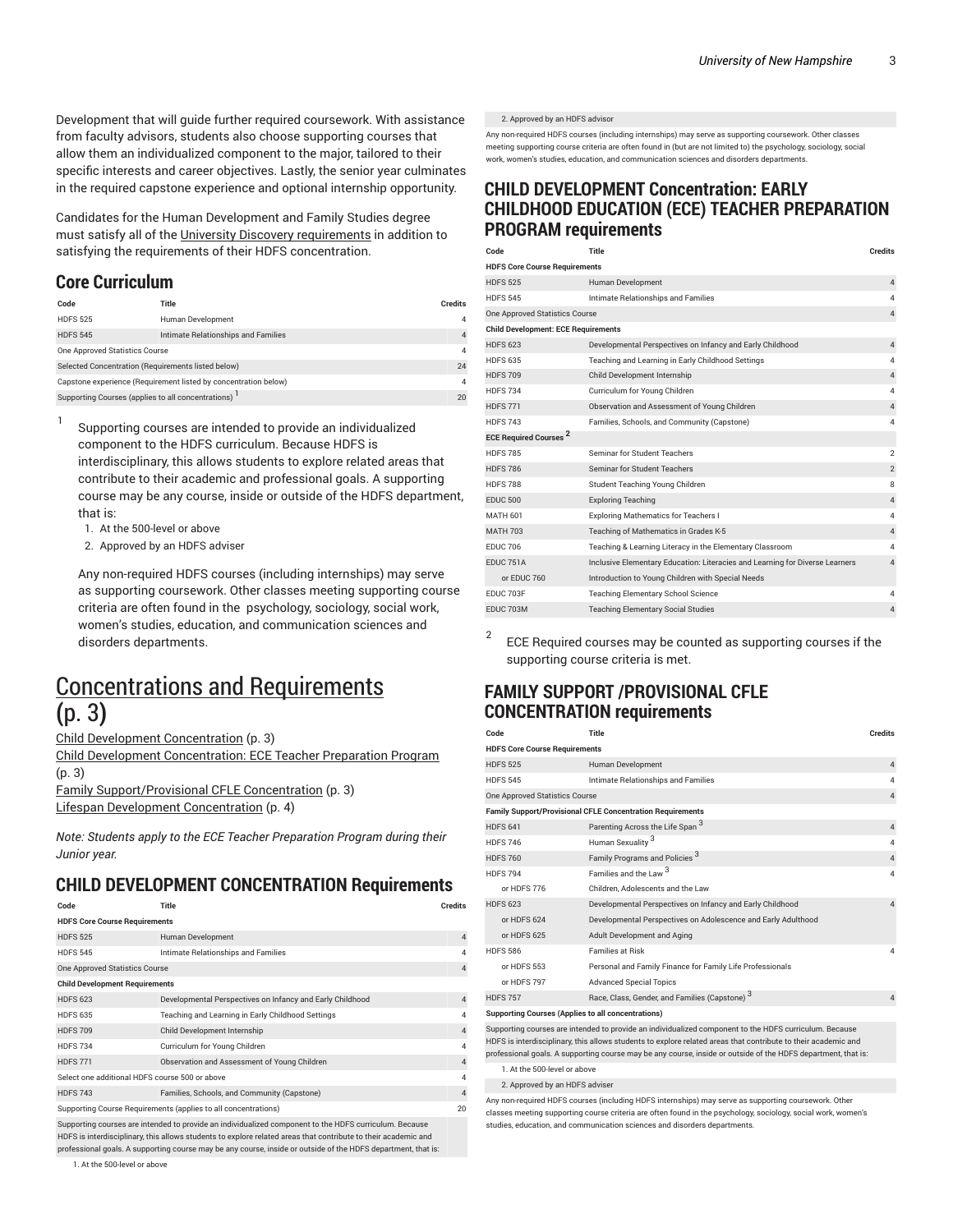Development that will guide further required coursework. With assistance from faculty advisors, students also choose supporting courses that allow them an individualized component to the major, tailored to their specific interests and career objectives. Lastly, the senior year culminates in the required capstone experience and optional internship opportunity.

Candidates for the Human Development and Family Studies degree must satisfy all of the University Discovery requirements in addition to satisfying the requirements of their HDFS concentration.

## Core Curriculum

| Code | Title | Credits |
|---|---|---|
| HDFS 525 | Human Development | 4 |
| HDFS 545 | Intimate Relationships and Families | 4 |
| One Approved Statistics Course | | 4 |
| Selected Concentration (Requirements listed below) | | 24 |
| Capstone experience (Requirement listed by concentration below) | | 4 |
| Supporting Courses (applies to all concentrations) [1] | | 20 |

[1] Supporting courses are intended to provide an individualized component to the HDFS curriculum. Because HDFS is interdisciplinary, this allows students to explore related areas that contribute to their academic and professional goals. A supporting course may be any course, inside or outside of the HDFS department, that is:

1. At the 500-level or above
2. Approved by an HDFS adviser

Any non-required HDFS courses (including internships) may serve as supporting coursework. Other classes meeting supporting course criteria are often found in the psychology, sociology, social work, women's studies, education, and communication sciences and disorders departments.

# Concentrations and Requirements (p. 3)

Child Development Concentration (p. 3)
Child Development Concentration: ECE Teacher Preparation Program (p. 3)
Family Support/Provisional CFLE Concentration (p. 3)
Lifespan Development Concentration (p. 4)

*Note: Students apply to the ECE Teacher Preparation Program during their Junior year.*

## CHILD DEVELOPMENT CONCENTRATION Requirements

| Code | Title | Credits |
|---|---|---|
| **HDFS Core Course Requirements** | | |
| HDFS 525 | Human Development | 4 |
| HDFS 545 | Intimate Relationships and Families | 4 |
| One Approved Statistics Course | | 4 |
| **Child Development Requirements** | | |
| HDFS 623 | Developmental Perspectives on Infancy and Early Childhood | 4 |
| HDFS 635 | Teaching and Learning in Early Childhood Settings | 4 |
| HDFS 709 | Child Development Internship | 4 |
| HDFS 734 | Curriculum for Young Children | 4 |
| HDFS 771 | Observation and Assessment of Young Children | 4 |
| Select one additional HDFS course 500 or above | | 4 |
| HDFS 743 | Families, Schools, and Community (Capstone) | 4 |
| Supporting Course Requirements (applies to all concentrations) | | 20 |
| Supporting courses are intended to provide an individualized component to the HDFS curriculum. Because HDFS is interdisciplinary, this allows students to explore related areas that contribute to their academic and professional goals. A supporting course may be any course, inside or outside of the HDFS department, that is: | | |
| 1. At the 500-level or above | | |
| 2. Approved by an HDFS advisor | | |

Any non-required HDFS courses (including internships) may serve as supporting coursework. Other classes meeting supporting course criteria are often found in (but are not limited to) the psychology, sociology, social work, women's studies, education, and communication sciences and disorders departments.

## CHILD DEVELOPMENT Concentration: EARLY CHILDHOOD EDUCATION (ECE) TEACHER PREPARATION PROGRAM requirements

| Code | Title | Credits |
|---|---|---|
| **HDFS Core Course Requirements** | | |
| HDFS 525 | Human Development | 4 |
| HDFS 545 | Intimate Relationships and Families | 4 |
| One Approved Statistics Course | | 4 |
| **Child Development: ECE Requirements** | | |
| HDFS 623 | Developmental Perspectives on Infancy and Early Childhood | 4 |
| HDFS 635 | Teaching and Learning in Early Childhood Settings | 4 |
| HDFS 709 | Child Development Internship | 4 |
| HDFS 734 | Curriculum for Young Children | 4 |
| HDFS 771 | Observation and Assessment of Young Children | 4 |
| HDFS 743 | Families, Schools, and Community (Capstone) | 4 |
| **ECE Required Courses [2]** | | |
| HDFS 785 | Seminar for Student Teachers | 2 |
| HDFS 786 | Seminar for Student Teachers | 2 |
| HDFS 788 | Student Teaching Young Children | 8 |
| EDUC 500 | Exploring Teaching | 4 |
| MATH 601 | Exploring Mathematics for Teachers I | 4 |
| MATH 703 | Teaching of Mathematics in Grades K-5 | 4 |
| EDUC 706 | Teaching & Learning Literacy in the Elementary Classroom | 4 |
| EDUC 751A | Inclusive Elementary Education: Literacies and Learning for Diverse Learners | 4 |
| or EDUC 760 | Introduction to Young Children with Special Needs | |
| EDUC 703F | Teaching Elementary School Science | 4 |
| EDUC 703M | Teaching Elementary Social Studies | 4 |

[2] ECE Required courses may be counted as supporting courses if the supporting course criteria is met.

## FAMILY SUPPORT /PROVISIONAL CFLE CONCENTRATION requirements

| Code | Title | Credits |
|---|---|---|
| **HDFS Core Course Requirements** | | |
| HDFS 525 | Human Development | 4 |
| HDFS 545 | Intimate Relationships and Families | 4 |
| One Approved Statistics Course | | 4 |
| **Family Support/Provisional CFLE Concentration Requirements** | | |
| HDFS 641 | Parenting Across the Life Span [3] | 4 |
| HDFS 746 | Human Sexuality [3] | 4 |
| HDFS 760 | Family Programs and Policies [3] | 4 |
| HDFS 794 | Families and the Law [3] | 4 |
| or HDFS 776 | Children, Adolescents and the Law | |
| HDFS 623 | Developmental Perspectives on Infancy and Early Childhood | 4 |
| or HDFS 624 | Developmental Perspectives on Adolescence and Early Adulthood | |
| or HDFS 625 | Adult Development and Aging | |
| HDFS 586 | Families at Risk | 4 |
| or HDFS 553 | Personal and Family Finance for Family Life Professionals | |
| or HDFS 797 | Advanced Special Topics | |
| HDFS 757 | Race, Class, Gender, and Families (Capstone) [3] | 4 |
| **Supporting Courses (Applies to all concentrations)** | | |
| Supporting courses are intended to provide an individualized component to the HDFS curriculum. Because HDFS is interdisciplinary, this allows students to explore related areas that contribute to their academic and professional goals. A supporting course may be any course, inside or outside of the HDFS department, that is: | | |
| 1. At the 500-level or above | | |
| 2. Approved by an HDFS adviser | | |

Any non-required HDFS courses (including HDFS internships) may serve as supporting coursework. Other classes meeting supporting course criteria are often found in the psychology, sociology, social work, women's studies, education, and communication sciences and disorders departments.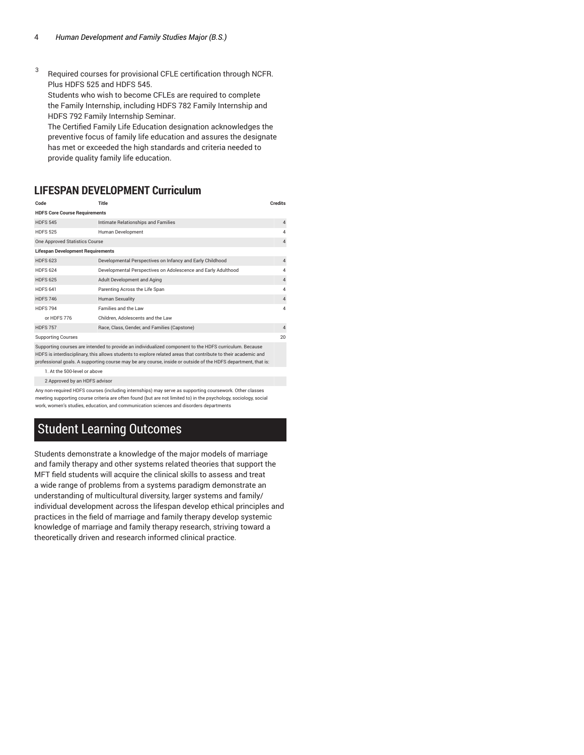[3] Required courses for provisional CFLE certification through NCFR. Plus HDFS 525 and HDFS 545.
Students who wish to become CFLEs are required to complete the Family Internship, including HDFS 782 Family Internship and HDFS 792 Family Internship Seminar.
The Certified Family Life Education designation acknowledges the preventive focus of family life education and assures the designate has met or exceeded the high standards and criteria needed to provide quality family life education.

## LIFESPAN DEVELOPMENT Curriculum

| Code | Title | Credits |
| --- | --- | --- |
| **HDFS Core Course Requirements** | | |
| HDFS 545 | Intimate Relationships and Families | 4 |
| HDFS 525 | Human Development | 4 |
| One Approved Statistics Course | | 4 |
| **Lifespan Development Requirements** | | |
| HDFS 623 | Developmental Perspectives on Infancy and Early Childhood | 4 |
| HDFS 624 | Developmental Perspectives on Adolescence and Early Adulthood | 4 |
| HDFS 625 | Adult Development and Aging | 4 |
| HDFS 641 | Parenting Across the Life Span | 4 |
| HDFS 746 | Human Sexuality | 4 |
| HDFS 794 | Families and the Law | 4 |
| or HDFS 776 | Children, Adolescents and the Law | |
| HDFS 757 | Race, Class, Gender, and Families (Capstone) | 4 |
| Supporting Courses | | 20 |
| Supporting courses are intended to provide an individualized component to the HDFS curriculum. Because HDFS is interdisciplinary, this allows students to explore related areas that contribute to their academic and professional goals. A supporting course may be any course, inside or outside of the HDFS department, that is: | | |
| 1. At the 500-level or above | | |
| 2 Approved by an HDFS advisor | | |
| Any non-required HDFS courses (including internships) may serve as supporting coursework. Other classes meeting supporting course criteria are often found (but are not limited to) in the psychology, sociology, social work, women's studies, education, and communication sciences and disorders departments | | |

## Student Learning Outcomes

Students demonstrate a knowledge of the major models of marriage and family therapy and other systems related theories that support the MFT field students will acquire the clinical skills to assess and treat a wide range of problems from a systems paradigm demonstrate an understanding of multicultural diversity, larger systems and family/individual development across the lifespan develop ethical principles and practices in the field of marriage and family therapy develop systemic knowledge of marriage and family therapy research, striving toward a theoretically driven and research informed clinical practice.